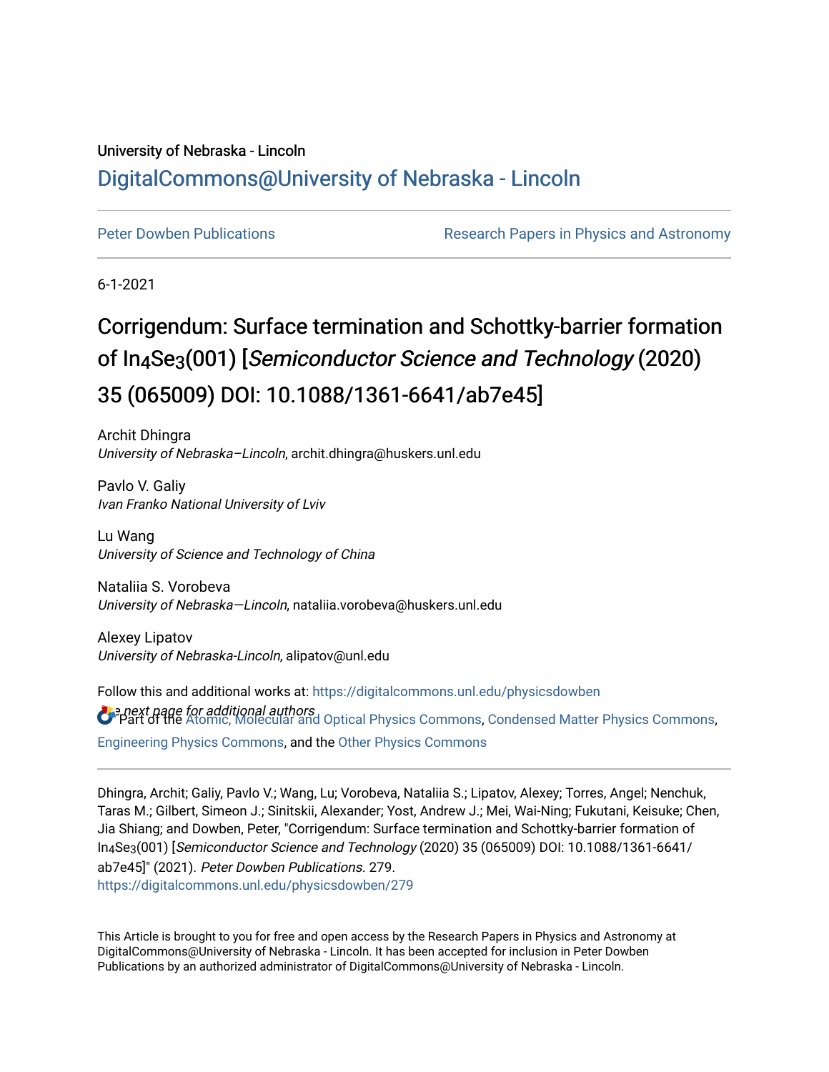University of Nebraska - Lincoln

DigitalCommons@University of Nebraska - Lincoln

Peter Dowben Publications

Research Papers in Physics and Astronomy

6-1-2021

# Corrigendum: Surface termination and Schottky-barrier formation of $In_4Se_3$(001) [*Semiconductor Science and Technology* (2020) 35 (065009) DOI: 10.1088/1361-6641/ab7e45]

Archit Dhingra
*University of Nebraska–Lincoln*, archit.dhingra@huskers.unl.edu

Pavlo V. Galiy
*Ivan Franko National University of Lviv*

Lu Wang
*University of Science and Technology of China*

Nataliia S. Vorobeva
*University of Nebraska—Lincoln*, nataliia.vorobeva@huskers.unl.edu

Alexey Lipatov
*University of Nebraska-Lincoln*, alipatov@unl.edu

*See next page for additional authors*

Follow this and additional works at: https://digitalcommons.unl.edu/physicsdowben

Part of the Atomic, Molecular and Optical Physics Commons, Condensed Matter Physics Commons, Engineering Physics Commons, and the Other Physics Commons

Dhingra, Archit; Galiy, Pavlo V.; Wang, Lu; Vorobeva, Nataliia S.; Lipatov, Alexey; Torres, Angel; Nenchuk, Taras M.; Gilbert, Simeon J.; Sinitskii, Alexander; Yost, Andrew J.; Mei, Wai-Ning; Fukutani, Keisuke; Chen, Jia Shiang; and Dowben, Peter, "Corrigendum: Surface termination and Schottky-barrier formation of $In_4Se_3$(001) [*Semiconductor Science and Technology* (2020) 35 (065009) DOI: 10.1088/1361-6641/ab7e45]" (2021). *Peter Dowben Publications*. 279.
https://digitalcommons.unl.edu/physicsdowben/279

This Article is brought to you for free and open access by the Research Papers in Physics and Astronomy at DigitalCommons@University of Nebraska - Lincoln. It has been accepted for inclusion in Peter Dowben Publications by an authorized administrator of DigitalCommons@University of Nebraska - Lincoln.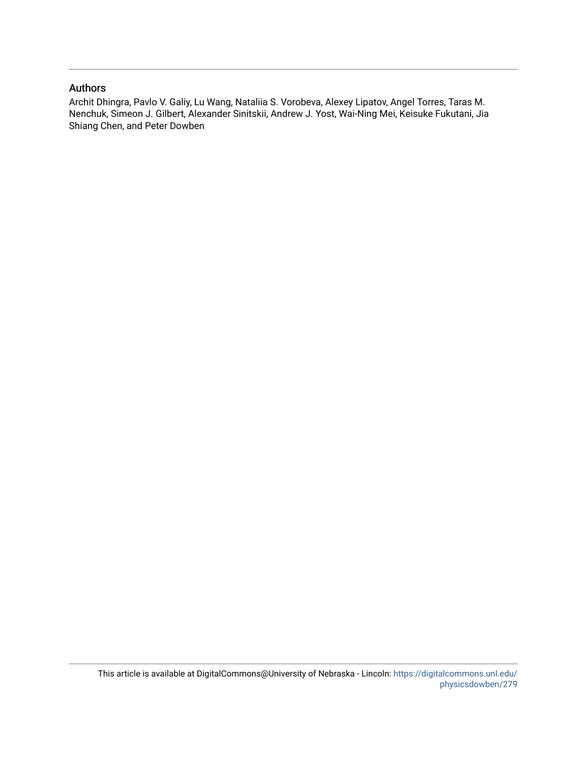## Authors

Archit Dhingra, Pavlo V. Galiy, Lu Wang, Nataliia S. Vorobeva, Alexey Lipatov, Angel Torres, Taras M. Nenchuk, Simeon J. Gilbert, Alexander Sinitskii, Andrew J. Yost, Wai-Ning Mei, Keisuke Fukutani, Jia Shiang Chen, and Peter Dowben

This article is available at DigitalCommons@University of Nebraska - Lincoln: https://digitalcommons.unl.edu/physicsdowben/279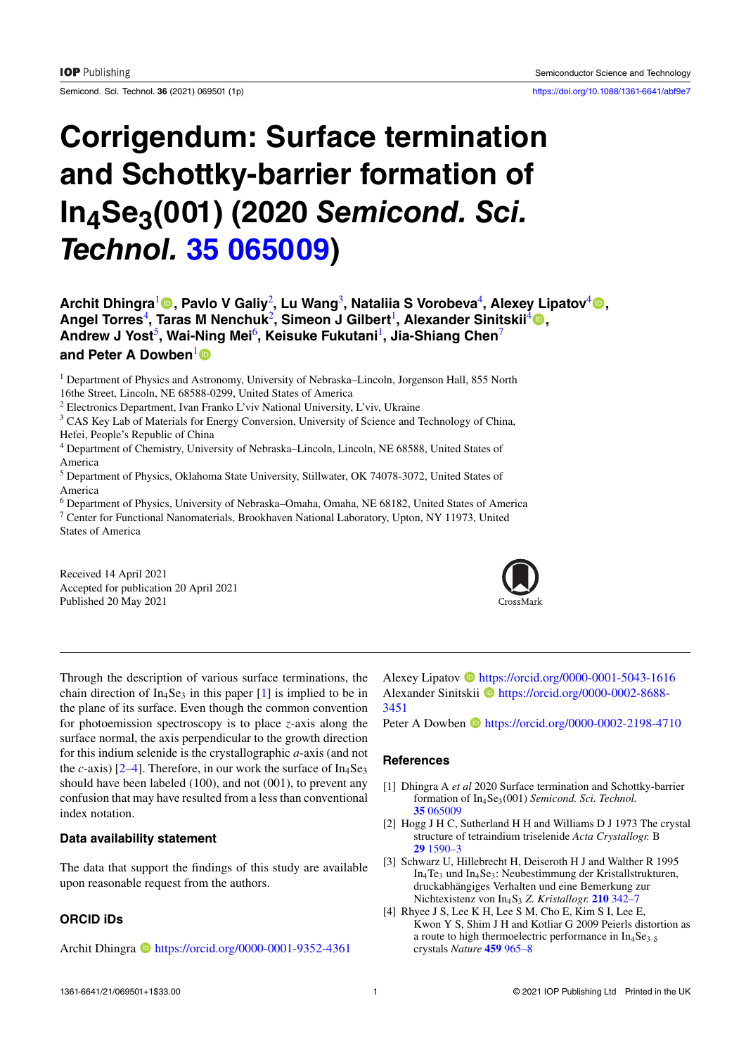# Corrigendum: Surface termination and Schottky-barrier formation of $In_4Se_3$(001) (2020 *Semicond. Sci. Technol.* 35 065009)

**Archit Dhingra**[1], **Pavlo V Galiy**[2], **Lu Wang**[3], **Nataliia S Vorobeva**[4], **Alexey Lipatov**[4], **Angel Torres**[4], **Taras M Nenchuk**[2], **Simeon J Gilbert**[1], **Alexander Sinitskii**[4], **Andrew J Yost**[5], **Wai-Ning Mei**[6], **Keisuke Fukutani**[1], **Jia-Shiang Chen**[7] **and Peter A Dowben**[1]

[1] Department of Physics and Astronomy, University of Nebraska–Lincoln, Jorgenson Hall, 855 North 16the Street, Lincoln, NE 68588-0299, United States of America

[2] Electronics Department, Ivan Franko L'viv National University, L'viv, Ukraine

[3] CAS Key Lab of Materials for Energy Conversion, University of Science and Technology of China, Hefei, People's Republic of China

[4] Department of Chemistry, University of Nebraska–Lincoln, Lincoln, NE 68588, United States of America

[5] Department of Physics, Oklahoma State University, Stillwater, OK 74078-3072, United States of America

[6] Department of Physics, University of Nebraska–Omaha, Omaha, NE 68182, United States of America

[7] Center for Functional Nanomaterials, Brookhaven National Laboratory, Upton, NY 11973, United States of America

Received 14 April 2021
Accepted for publication 20 April 2021
Published 20 May 2021

Through the description of various surface terminations, the chain direction of $In_4Se_3$ in this paper [1] is implied to be in the plane of its surface. Even though the common convention for photoemission spectroscopy is to place *z*-axis along the surface normal, the axis perpendicular to the growth direction for this indium selenide is the crystallographic *a*-axis (and not the *c*-axis) [2–4]. Therefore, in our work the surface of $In_4Se_3$ should have been labeled (100), and not (001), to prevent any confusion that may have resulted from a less than conventional index notation.

### Data availability statement

The data that support the findings of this study are available upon reasonable request from the authors.

### ORCID iDs

Archit Dhingra https://orcid.org/0000-0001-9352-4361
Alexey Lipatov https://orcid.org/0000-0001-5043-1616
Alexander Sinitskii https://orcid.org/0000-0002-8688-3451
Peter A Dowben https://orcid.org/0000-0002-2198-4710

### References

[1] Dhingra A *et al* 2020 Surface termination and Schottky-barrier formation of $In_4Se_3$(001) *Semicond. Sci. Technol.* **35** 065009

[2] Hogg J H C, Sutherland H H and Williams D J 1973 The crystal structure of tetraindium triselenide *Acta Crystallogr.* B **29** 1590–3

[3] Schwarz U, Hillebrecht H, Deiseroth H J and Walther R 1995 $In_4Te_3$ und $In_4Se_3$: Neubestimmung der Kristallstrukturen, druckabhängiges Verhalten und eine Bemerkung zur Nichtexistenz von $In_4S_3$ *Z. Kristallogr.* **210** 342–7

[4] Rhyee J S, Lee K H, Lee S M, Cho E, Kim S I, Lee E, Kwon Y S, Shim J H and Kotliar G 2009 Peierls distortion as a route to high thermoelectric performance in $In_4Se_{3-\delta}$ crystals *Nature* **459** 965–8